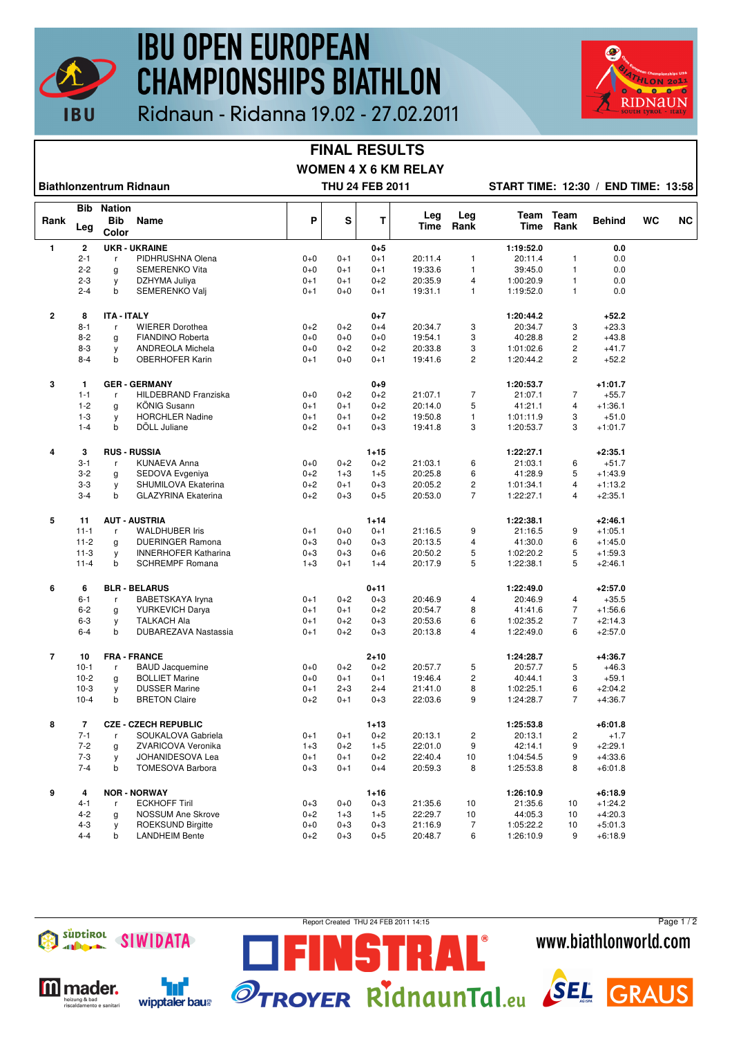# IBU OPEN EUROPEAN CHAMPIONSHIPS BIATHLON

Ridnaun - Ridanna 19.02 - 27.02.2011

## FINAL RESULTS

### WOMEN 4 X 6 KM RELAY

**Biathlonzentrum Ridnaun** | **THU 24 FEB 2011** | **START TIME: 12:30 / END TIME: 13:58**

| Rank | Bib Leg | Nation Bib Color | Name | P | S | T | Leg Time | Leg Rank | Team Time | Team Rank | Behind | WC | NC |
|---|---|---|---|---|---|---|---|---|---|---|---|---|---|
| 1 | 2 | UKR - UKRAINE | | | | 0+5 | | | 1:19:52.0 | | 0.0 | | |
| | 2-1 | r | PIDHRUSHNA Olena | 0+0 | 0+1 | 0+1 | 20:11.4 | 1 | 20:11.4 | 1 | 0.0 | | |
| | 2-2 | g | SEMERENKO Vita | 0+0 | 0+1 | 0+1 | 19:33.6 | 1 | 39:45.0 | 1 | 0.0 | | |
| | 2-3 | y | DZHYMA Juliya | 0+1 | 0+1 | 0+2 | 20:35.9 | 4 | 1:00:20.9 | 1 | 0.0 | | |
| | 2-4 | b | SEMERENKO Valj | 0+1 | 0+0 | 0+1 | 19:31.1 | 1 | 1:19:52.0 | 1 | 0.0 | | |
| 2 | 8 | ITA - ITALY | | | | 0+7 | | | 1:20:44.2 | | +52.2 | | |
| | 8-1 | r | WIERER Dorothea | 0+2 | 0+2 | 0+4 | 20:34.7 | 3 | 20:34.7 | 3 | +23.3 | | |
| | 8-2 | g | FIANDINO Roberta | 0+0 | 0+0 | 0+0 | 19:54.1 | 3 | 40:28.8 | 2 | +43.8 | | |
| | 8-3 | y | ANDREOLA Michela | 0+0 | 0+2 | 0+2 | 20:33.8 | 3 | 1:01:02.6 | 2 | +41.7 | | |
| | 8-4 | b | OBERHOFER Karin | 0+1 | 0+0 | 0+1 | 19:41.6 | 2 | 1:20:44.2 | 2 | +52.2 | | |
| 3 | 1 | GER - GERMANY | | | | 0+9 | | | 1:20:53.7 | | +1:01.7 | | |
| | 1-1 | r | HILDEBRAND Franziska | 0+0 | 0+2 | 0+2 | 21:07.1 | 7 | 21:07.1 | 7 | +55.7 | | |
| | 1-2 | g | KÖNIG Susann | 0+1 | 0+1 | 0+2 | 20:14.0 | 5 | 41:21.1 | 4 | +1:36.1 | | |
| | 1-3 | y | HORCHLER Nadine | 0+1 | 0+1 | 0+2 | 19:50.8 | 1 | 1:01:11.9 | 3 | +51.0 | | |
| | 1-4 | b | DÖLL Juliane | 0+2 | 0+1 | 0+3 | 19:41.8 | 3 | 1:20:53.7 | 3 | +1:01.7 | | |
| 4 | 3 | RUS - RUSSIA | | | | 1+15 | | | 1:22:27.1 | | +2:35.1 | | |
| | 3-1 | r | KUNAEVA Anna | 0+0 | 0+2 | 0+2 | 21:03.1 | 6 | 21:03.1 | 6 | +51.7 | | |
| | 3-2 | g | SEDOVA Evgeniya | 0+2 | 1+3 | 1+5 | 20:25.8 | 6 | 41:28.9 | 5 | +1:43.9 | | |
| | 3-3 | y | SHUMILOVA Ekaterina | 0+2 | 0+1 | 0+3 | 20:05.2 | 2 | 1:01:34.1 | 4 | +1:13.2 | | |
| | 3-4 | b | GLAZYRINA Ekaterina | 0+2 | 0+3 | 0+5 | 20:53.0 | 7 | 1:22:27.1 | 4 | +2:35.1 | | |
| 5 | 11 | AUT - AUSTRIA | | | | 1+14 | | | 1:22:38.1 | | +2:46.1 | | |
| | 11-1 | r | WALDHUBER Iris | 0+1 | 0+0 | 0+1 | 21:16.5 | 9 | 21:16.5 | 9 | +1:05.1 | | |
| | 11-2 | g | DUERINGER Ramona | 0+3 | 0+0 | 0+3 | 20:13.5 | 4 | 41:30.0 | 6 | +1:45.0 | | |
| | 11-3 | y | INNERHOFER Katharina | 0+3 | 0+3 | 0+6 | 20:50.2 | 5 | 1:02:20.2 | 5 | +1:59.3 | | |
| | 11-4 | b | SCHREMPF Romana | 1+3 | 0+1 | 1+4 | 20:17.9 | 5 | 1:22:38.1 | 5 | +2:46.1 | | |
| 6 | 6 | BLR - BELARUS | | | | 0+11 | | | 1:22:49.0 | | +2:57.0 | | |
| | 6-1 | r | BABETSKAYA Iryna | 0+1 | 0+2 | 0+3 | 20:46.9 | 4 | 20:46.9 | 4 | +35.5 | | |
| | 6-2 | g | YURKEVICH Darya | 0+1 | 0+1 | 0+2 | 20:54.7 | 8 | 41:41.6 | 7 | +1:56.6 | | |
| | 6-3 | y | TALKACH Ala | 0+1 | 0+2 | 0+3 | 20:53.6 | 6 | 1:02:35.2 | 7 | +2:14.3 | | |
| | 6-4 | b | DUBAREZAVA Nastassia | 0+1 | 0+2 | 0+3 | 20:13.8 | 4 | 1:22:49.0 | 6 | +2:57.0 | | |
| 7 | 10 | FRA - FRANCE | | | | 2+10 | | | 1:24:28.7 | | +4:36.7 | | |
| | 10-1 | r | BAUD Jacquemine | 0+0 | 0+2 | 0+2 | 20:57.7 | 5 | 20:57.7 | 5 | +46.3 | | |
| | 10-2 | g | BOLLIET Marine | 0+0 | 0+1 | 0+1 | 19:46.4 | 2 | 40:44.1 | 3 | +59.1 | | |
| | 10-3 | y | DUSSER Marine | 0+1 | 2+3 | 2+4 | 21:41.0 | 8 | 1:02:25.1 | 6 | +2:04.2 | | |
| | 10-4 | b | BRETON Claire | 0+2 | 0+1 | 0+3 | 22:03.6 | 9 | 1:24:28.7 | 7 | +4:36.7 | | |
| 8 | 7 | CZE - CZECH REPUBLIC | | | | 1+13 | | | 1:25:53.8 | | +6:01.8 | | |
| | 7-1 | r | SOUKALOVA Gabriela | 0+1 | 0+1 | 0+2 | 20:13.1 | 2 | 20:13.1 | 2 | +1.7 | | |
| | 7-2 | g | ZVARICOVA Veronika | 1+3 | 0+2 | 1+5 | 22:01.0 | 9 | 42:14.1 | 9 | +2:29.1 | | |
| | 7-3 | y | JOHANIDESOVA Lea | 0+1 | 0+1 | 0+2 | 22:40.4 | 10 | 1:04:54.5 | 9 | +4:33.6 | | |
| | 7-4 | b | TOMESOVA Barbora | 0+3 | 0+1 | 0+4 | 20:59.3 | 8 | 1:25:53.8 | 8 | +6:01.8 | | |
| 9 | 4 | NOR - NORWAY | | | | 1+16 | | | 1:26:10.9 | | +6:18.9 | | |
| | 4-1 | r | ECKHOFF Tiril | 0+3 | 0+0 | 0+3 | 21:35.6 | 10 | 21:35.6 | 10 | +1:24.2 | | |
| | 4-2 | g | NOSSUM Ane Skrove | 0+2 | 1+3 | 1+5 | 22:29.7 | 10 | 44:05.3 | 10 | +4:20.3 | | |
| | 4-3 | y | ROEKSUND Birgitte | 0+0 | 0+3 | 0+3 | 21:16.9 | 7 | 1:05:22.2 | 10 | +5:01.3 | | |
| | 4-4 | b | LANDHEIM Bente | 0+2 | 0+3 | 0+5 | 20:48.7 | 6 | 1:26:10.9 | 9 | +6:18.9 | | |

Report Created THU 24 FEB 2011 14:15

www.biathlonworld.com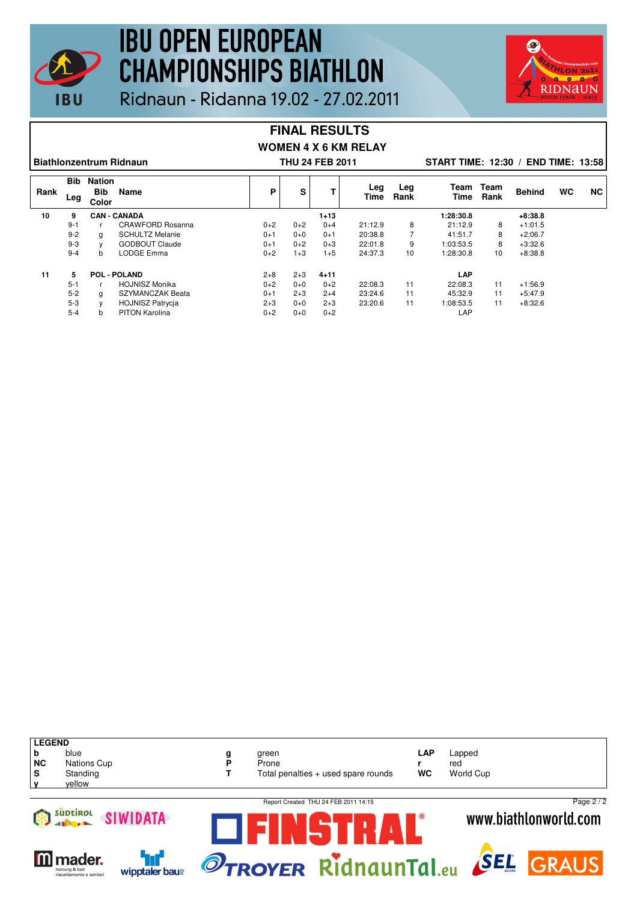# IBU OPEN EUROPEAN CHAMPIONSHIPS BIATHLON

Ridnaun - Ridanna 19.02 - 27.02.2011

## FINAL RESULTS

### WOMEN 4 X 6 KM RELAY

**Biathlonzentrum Ridnaun** | **THU 24 FEB 2011** | **START TIME: 12:30 / END TIME: 13:58**

| Rank | Bib Leg | Nation Bib Color | Name | P | S | T | Leg Time | Leg Rank | Team Time | Team Rank | Behind | WC | NC |
|---|---|---|---|---|---|---|---|---|---|---|---|---|---|
| **10** | **9** | **CAN - CANADA** | | | | **1+13** | | | **1:28:30.8** | | **+8:38.8** | | |
| | 9-1 | r | CRAWFORD Rosanna | 0+2 | 0+2 | 0+4 | 21:12.9 | 8 | 21:12.9 | 8 | +1:01.5 | | |
| | 9-2 | g | SCHULTZ Melanie | 0+1 | 0+0 | 0+1 | 20:38.8 | 7 | 41:51.7 | 8 | +2:06.7 | | |
| | 9-3 | y | GODBOUT Claude | 0+1 | 0+2 | 0+3 | 22:01.8 | 9 | 1:03:53.5 | 8 | +3:32.6 | | |
| | 9-4 | b | LODGE Emma | 0+2 | 1+3 | 1+5 | 24:37.3 | 10 | 1:28:30.8 | 10 | +8:38.8 | | |
| **11** | **5** | **POL - POLAND** | | 2+8 | 2+3 | **4+11** | | | **LAP** | | | | |
| | 5-1 | r | HOJNISZ Monika | 0+2 | 0+0 | 0+2 | 22:08.3 | 11 | 22:08.3 | 11 | +1:56.9 | | |
| | 5-2 | g | SZYMANCZAK Beata | 0+1 | 2+3 | 2+4 | 23:24.6 | 11 | 45:32.9 | 11 | +5:47.9 | | |
| | 5-3 | y | HOJNISZ Patrycja | 2+3 | 0+0 | 2+3 | 23:20.6 | 11 | 1:08:53.5 | 11 | +8:32.6 | | |
| | 5-4 | b | PITON Karolina | 0+2 | 0+0 | 0+2 | | | LAP | | | | |

**LEGEND**

| | | | | | |
|---|---|---|---|---|---|
| **b** | blue | **g** | green | **LAP** | Lapped |
| **NC** | Nations Cup | **P** | Prone | **r** | red |
| **S** | Standing | **T** | Total penalties + used spare rounds | **WC** | World Cup |
| **y** | yellow | | | | |

Report Created THU 24 FEB 2011 14:15

www.biathlonworld.com